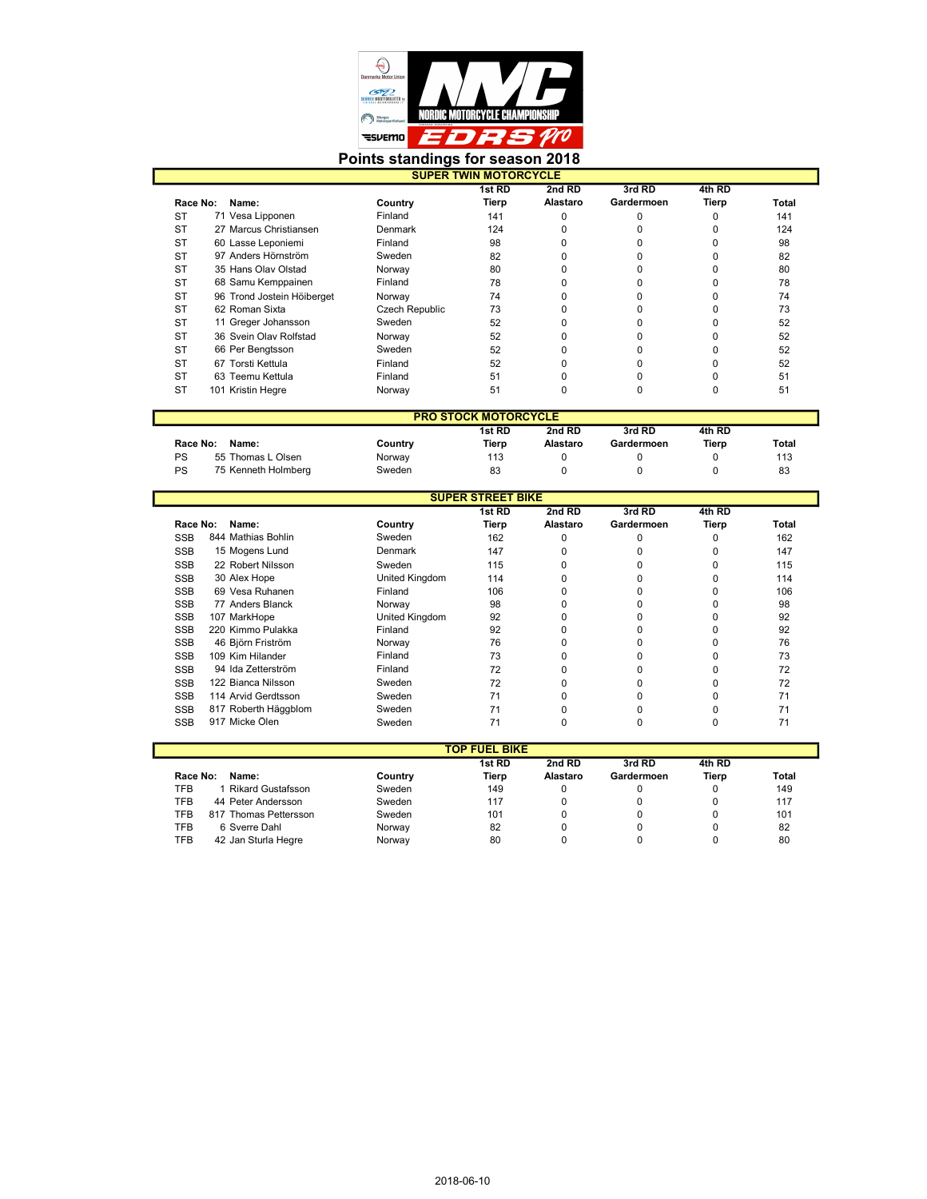# Points standings for season 2018

## SUPER TWIN MOTORCYCLE

| Race No: | | Name: | Country | 1st RD Tierp | 2nd RD Alastaro | 3rd RD Gardermoen | 4th RD Tierp | Total |
|---|---|---|---|---|---|---|---|---|
| ST | 71 | Vesa Lipponen | Finland | 141 | 0 | 0 | 0 | 141 |
| ST | 27 | Marcus Christiansen | Denmark | 124 | 0 | 0 | 0 | 124 |
| ST | 60 | Lasse Leponiemi | Finland | 98 | 0 | 0 | 0 | 98 |
| ST | 97 | Anders Hörnström | Sweden | 82 | 0 | 0 | 0 | 82 |
| ST | 35 | Hans Olav Olstad | Norway | 80 | 0 | 0 | 0 | 80 |
| ST | 68 | Samu Kemppainen | Finland | 78 | 0 | 0 | 0 | 78 |
| ST | 96 | Trond Jostein Höiberget | Norway | 74 | 0 | 0 | 0 | 74 |
| ST | 62 | Roman Sixta | Czech Republic | 73 | 0 | 0 | 0 | 73 |
| ST | 11 | Greger Johansson | Sweden | 52 | 0 | 0 | 0 | 52 |
| ST | 36 | Svein Olav Rolfstad | Norway | 52 | 0 | 0 | 0 | 52 |
| ST | 66 | Per Bengtsson | Sweden | 52 | 0 | 0 | 0 | 52 |
| ST | 67 | Torsti Kettula | Finland | 52 | 0 | 0 | 0 | 52 |
| ST | 63 | Teemu Kettula | Finland | 51 | 0 | 0 | 0 | 51 |
| ST | 101 | Kristin Hegre | Norway | 51 | 0 | 0 | 0 | 51 |

## PRO STOCK MOTORCYCLE

| Race No: | | Name: | Country | 1st RD Tierp | 2nd RD Alastaro | 3rd RD Gardermoen | 4th RD Tierp | Total |
|---|---|---|---|---|---|---|---|---|
| PS | 55 | Thomas L Olsen | Norway | 113 | 0 | 0 | 0 | 113 |
| PS | 75 | Kenneth Holmberg | Sweden | 83 | 0 | 0 | 0 | 83 |

## SUPER STREET BIKE

| Race No: | | Name: | Country | 1st RD Tierp | 2nd RD Alastaro | 3rd RD Gardermoen | 4th RD Tierp | Total |
|---|---|---|---|---|---|---|---|---|
| SSB | 844 | Mathias Bohlin | Sweden | 162 | 0 | 0 | 0 | 162 |
| SSB | 15 | Mogens Lund | Denmark | 147 | 0 | 0 | 0 | 147 |
| SSB | 22 | Robert Nilsson | Sweden | 115 | 0 | 0 | 0 | 115 |
| SSB | 30 | Alex Hope | United Kingdom | 114 | 0 | 0 | 0 | 114 |
| SSB | 69 | Vesa Ruhanen | Finland | 106 | 0 | 0 | 0 | 106 |
| SSB | 77 | Anders Blanck | Norway | 98 | 0 | 0 | 0 | 98 |
| SSB | 107 | MarkHope | United Kingdom | 92 | 0 | 0 | 0 | 92 |
| SSB | 220 | Kimmo Pulakka | Finland | 92 | 0 | 0 | 0 | 92 |
| SSB | 46 | Björn Friström | Norway | 76 | 0 | 0 | 0 | 76 |
| SSB | 109 | Kim Hilander | Finland | 73 | 0 | 0 | 0 | 73 |
| SSB | 94 | Ida Zetterström | Finland | 72 | 0 | 0 | 0 | 72 |
| SSB | 122 | Bianca Nilsson | Sweden | 72 | 0 | 0 | 0 | 72 |
| SSB | 114 | Arvid Gerdtsson | Sweden | 71 | 0 | 0 | 0 | 71 |
| SSB | 817 | Roberth Häggblom | Sweden | 71 | 0 | 0 | 0 | 71 |
| SSB | 917 | Micke Ölen | Sweden | 71 | 0 | 0 | 0 | 71 |

## TOP FUEL BIKE

| Race No: | | Name: | Country | 1st RD Tierp | 2nd RD Alastaro | 3rd RD Gardermoen | 4th RD Tierp | Total |
|---|---|---|---|---|---|---|---|---|
| TFB | 1 | Rikard Gustafsson | Sweden | 149 | 0 | 0 | 0 | 149 |
| TFB | 44 | Peter Andersson | Sweden | 117 | 0 | 0 | 0 | 117 |
| TFB | 817 | Thomas Pettersson | Sweden | 101 | 0 | 0 | 0 | 101 |
| TFB | 6 | Sverre Dahl | Norway | 82 | 0 | 0 | 0 | 82 |
| TFB | 42 | Jan Sturla Hegre | Norway | 80 | 0 | 0 | 0 | 80 |

2018-06-10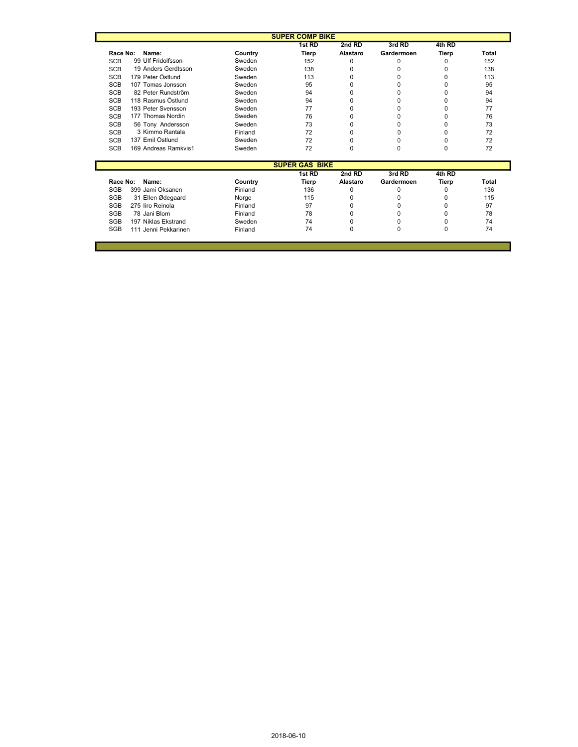## SUPER COMP BIKE

| Race No: | | Name: | Country | 1st RD Tierp | 2nd RD Alastaro | 3rd RD Gardermoen | 4th RD Tierp | Total |
|---|---|---|---|---|---|---|---|---|
| SCB | 99 | Ulf Fridolfsson | Sweden | 152 | 0 | 0 | 0 | 152 |
| SCB | 19 | Anders Gerdtsson | Sweden | 138 | 0 | 0 | 0 | 138 |
| SCB | 179 | Peter Östlund | Sweden | 113 | 0 | 0 | 0 | 113 |
| SCB | 107 | Tomas Jonsson | Sweden | 95 | 0 | 0 | 0 | 95 |
| SCB | 82 | Peter Rundström | Sweden | 94 | 0 | 0 | 0 | 94 |
| SCB | 118 | Rasmus Östlund | Sweden | 94 | 0 | 0 | 0 | 94 |
| SCB | 193 | Peter Svensson | Sweden | 77 | 0 | 0 | 0 | 77 |
| SCB | 177 | Thomas Nordin | Sweden | 76 | 0 | 0 | 0 | 76 |
| SCB | 56 | Tony Andersson | Sweden | 73 | 0 | 0 | 0 | 73 |
| SCB | 3 | Kimmo Rantala | Finland | 72 | 0 | 0 | 0 | 72 |
| SCB | 137 | Emil Östlund | Sweden | 72 | 0 | 0 | 0 | 72 |
| SCB | 169 | Andreas Ramkvis1 | Sweden | 72 | 0 | 0 | 0 | 72 |

## SUPER GAS BIKE

| Race No: | | Name: | Country | 1st RD Tierp | 2nd RD Alastaro | 3rd RD Gardermoen | 4th RD Tierp | Total |
|---|---|---|---|---|---|---|---|---|
| SGB | 399 | Jami Oksanen | Finland | 136 | 0 | 0 | 0 | 136 |
| SGB | 31 | Ellen Ødegaard | Norge | 115 | 0 | 0 | 0 | 115 |
| SGB | 275 | Iiro Reinola | Finland | 97 | 0 | 0 | 0 | 97 |
| SGB | 78 | Jani Blom | Finland | 78 | 0 | 0 | 0 | 78 |
| SGB | 197 | Niklas Ekstrand | Sweden | 74 | 0 | 0 | 0 | 74 |
| SGB | 111 | Jenni Pekkarinen | Finland | 74 | 0 | 0 | 0 | 74 |

2018-06-10